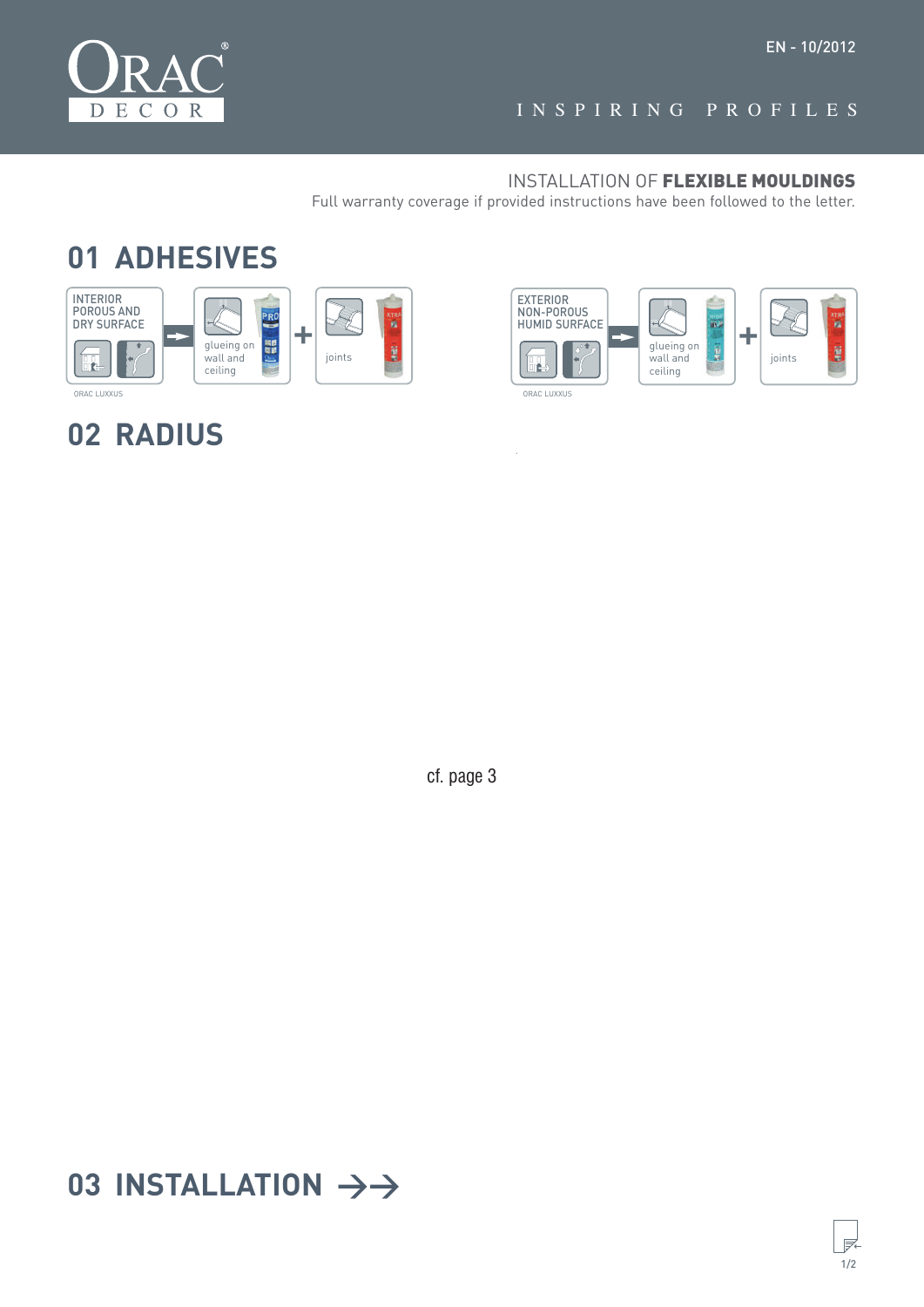ORAC® DECOR

EN - 10/2012

INSPIRING PROFILES

INSTALLATION OF **FLEXIBLE MOULDINGS**

Full warranty coverage if provided instructions have been followed to the letter.

## 01 ADHESIVES

INTERIOR POROUS AND DRY SURFACE → glueing on wall and ceiling + joints

ORAC LUXXUS

EXTERIOR NON-POROUS HUMID SURFACE → glueing on wall and ceiling + joints

ORAC LUXXUS

## 02 RADIUS

cf. page 3

## 03 INSTALLATION →→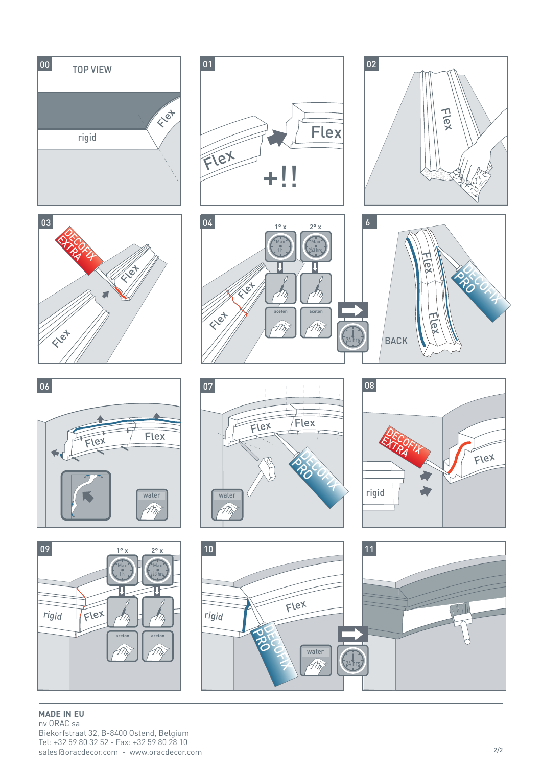**00** TOP VIEW

rigid

Flex

**01**

Flex

Flex

+!!

**02**

Flex

**03**

DECOFIX EXTRA

Flex

Flex

**04**

Flex

Flex

1° x

Max 1 h

aceton

2° x

Max 2à3 hrs

aceton

24 hrs

**6**

BACK

Flex

Flex

DECOFIX PRO

**06**

Flex

Flex

water

**07**

Flex

Flex

DECOFIX PRO

water

**08**

DECOFIX EXTRA

rigid

Flex

**09**

rigid

Flex

1° x

Max 1 h

aceton

2° x

Max 2à3 hrs

aceton

**10**

rigid

Flex

DECOFIX PRO

water

24 hrs

**11**

**MADE IN EU**
nv ORAC sa
Biekorfstraat 32, B-8400 Ostend, Belgium
Tel: +32 59 80 32 52 - Fax: +32 59 80 28 10
sales@oracdecor.com - www.oracdecor.com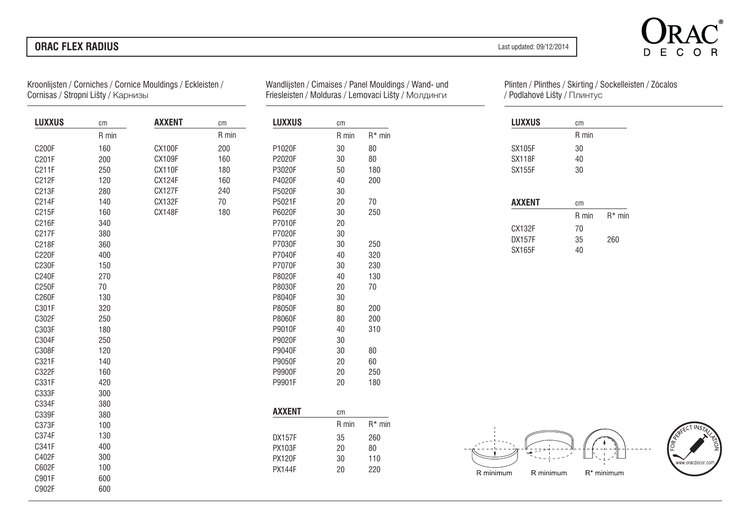## ORAC FLEX RADIUS

Last updated: 09/12/2014

### Kroonlijsten / Corniches / Cornice Mouldings / Eckleisten / Cornisas / Stropní Lišty / Карнизы

| LUXXUS | cm |
|---|---|
| | R min |
| C200F | 160 |
| C201F | 200 |
| C211F | 250 |
| C212F | 120 |
| C213F | 280 |
| C214F | 140 |
| C215F | 160 |
| C216F | 340 |
| C217F | 380 |
| C218F | 360 |
| C220F | 400 |
| C230F | 150 |
| C240F | 270 |
| C250F | 70 |
| C260F | 130 |
| C301F | 320 |
| C302F | 250 |
| C303F | 180 |
| C304F | 250 |
| C308F | 120 |
| C321F | 140 |
| C322F | 160 |
| C331F | 420 |
| C333F | 300 |
| C334F | 380 |
| C339F | 380 |
| C373F | 100 |
| C374F | 130 |
| C341F | 400 |
| C402F | 300 |
| C602F | 100 |
| C901F | 600 |
| C902F | 600 |

| AXXENT | cm |
|---|---|
| | R min |
| CX100F | 200 |
| CX109F | 160 |
| CX110F | 180 |
| CX124F | 160 |
| CX127F | 240 |
| CX132F | 70 |
| CX148F | 180 |

### Wandlijsten / Cimaises / Panel Mouldings / Wand- und Friesleisten / Molduras / Lemovací Lišty / Молдинги

| LUXXUS | cm | |
|---|---|---|
| | R min | R* min |
| P1020F | 30 | 80 |
| P2020F | 30 | 80 |
| P3020F | 50 | 180 |
| P4020F | 40 | 200 |
| P5020F | 30 | |
| P5021F | 20 | 70 |
| P6020F | 30 | 250 |
| P7010F | 20 | |
| P7020F | 30 | |
| P7030F | 30 | 250 |
| P7040F | 40 | 320 |
| P7070F | 30 | 230 |
| P8020F | 40 | 130 |
| P8030F | 20 | 70 |
| P8040F | 30 | |
| P8050F | 80 | 200 |
| P8060F | 80 | 200 |
| P9010F | 40 | 310 |
| P9020F | 30 | |
| P9040F | 30 | 80 |
| P9050F | 20 | 60 |
| P9900F | 20 | 250 |
| P9901F | 20 | 180 |

| AXXENT | cm | |
|---|---|---|
| | R min | R* min |
| DX157F | 35 | 260 |
| PX103F | 20 | 80 |
| PX120F | 30 | 110 |
| PX144F | 20 | 220 |

### Plinten / Plinthes / Skirting / Sockelleisten / Zócalos / Podlahové Lišty / Плинтус

| LUXXUS | cm |
|---|---|
| | R min |
| SX105F | 30 |
| SX118F | 40 |
| SX155F | 30 |

| AXXENT | cm | |
|---|---|---|
| | R min | R* min |
| CX132F | 70 | |
| DX157F | 35 | 260 |
| SX165F | 40 | |

R minimum    R minimum    R* minimum

FOR PERFECT INSTALLATION
www.oracdecor.com